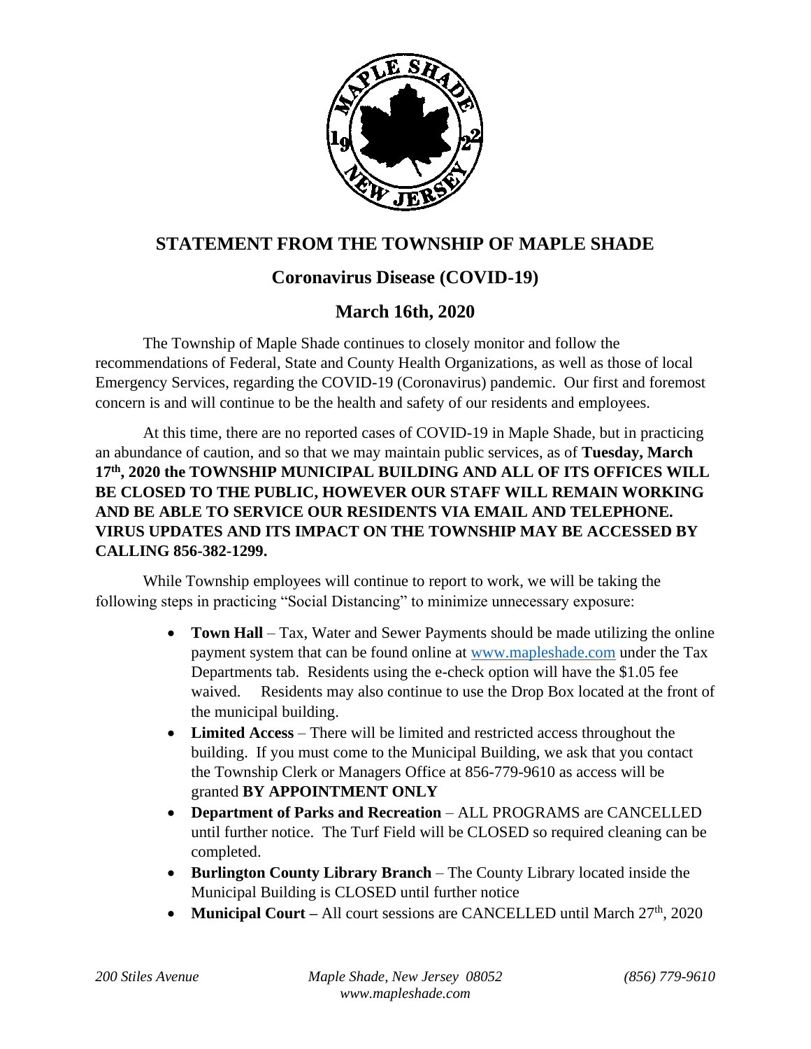# STATEMENT FROM THE TOWNSHIP OF MAPLE SHADE

## Coronavirus Disease (COVID-19)

## March 16th, 2020

The Township of Maple Shade continues to closely monitor and follow the recommendations of Federal, State and County Health Organizations, as well as those of local Emergency Services, regarding the COVID-19 (Coronavirus) pandemic. Our first and foremost concern is and will continue to be the health and safety of our residents and employees.

At this time, there are no reported cases of COVID-19 in Maple Shade, but in practicing an abundance of caution, and so that we may maintain public services, as of **Tuesday, March 17th, 2020 the TOWNSHIP MUNICIPAL BUILDING AND ALL OF ITS OFFICES WILL BE CLOSED TO THE PUBLIC, HOWEVER OUR STAFF WILL REMAIN WORKING AND BE ABLE TO SERVICE OUR RESIDENTS VIA EMAIL AND TELEPHONE. VIRUS UPDATES AND ITS IMPACT ON THE TOWNSHIP MAY BE ACCESSED BY CALLING 856-382-1299.**

While Township employees will continue to report to work, we will be taking the following steps in practicing "Social Distancing" to minimize unnecessary exposure:

- **Town Hall** – Tax, Water and Sewer Payments should be made utilizing the online payment system that can be found online at www.mapleshade.com under the Tax Departments tab. Residents using the e-check option will have the $1.05 fee waived. Residents may also continue to use the Drop Box located at the front of the municipal building.
- **Limited Access** – There will be limited and restricted access throughout the building. If you must come to the Municipal Building, we ask that you contact the Township Clerk or Managers Office at 856-779-9610 as access will be granted **BY APPOINTMENT ONLY**
- **Department of Parks and Recreation** – ALL PROGRAMS are CANCELLED until further notice. The Turf Field will be CLOSED so required cleaning can be completed.
- **Burlington County Library Branch** – The County Library located inside the Municipal Building is CLOSED until further notice
- **Municipal Court –** All court sessions are CANCELLED until March 27th, 2020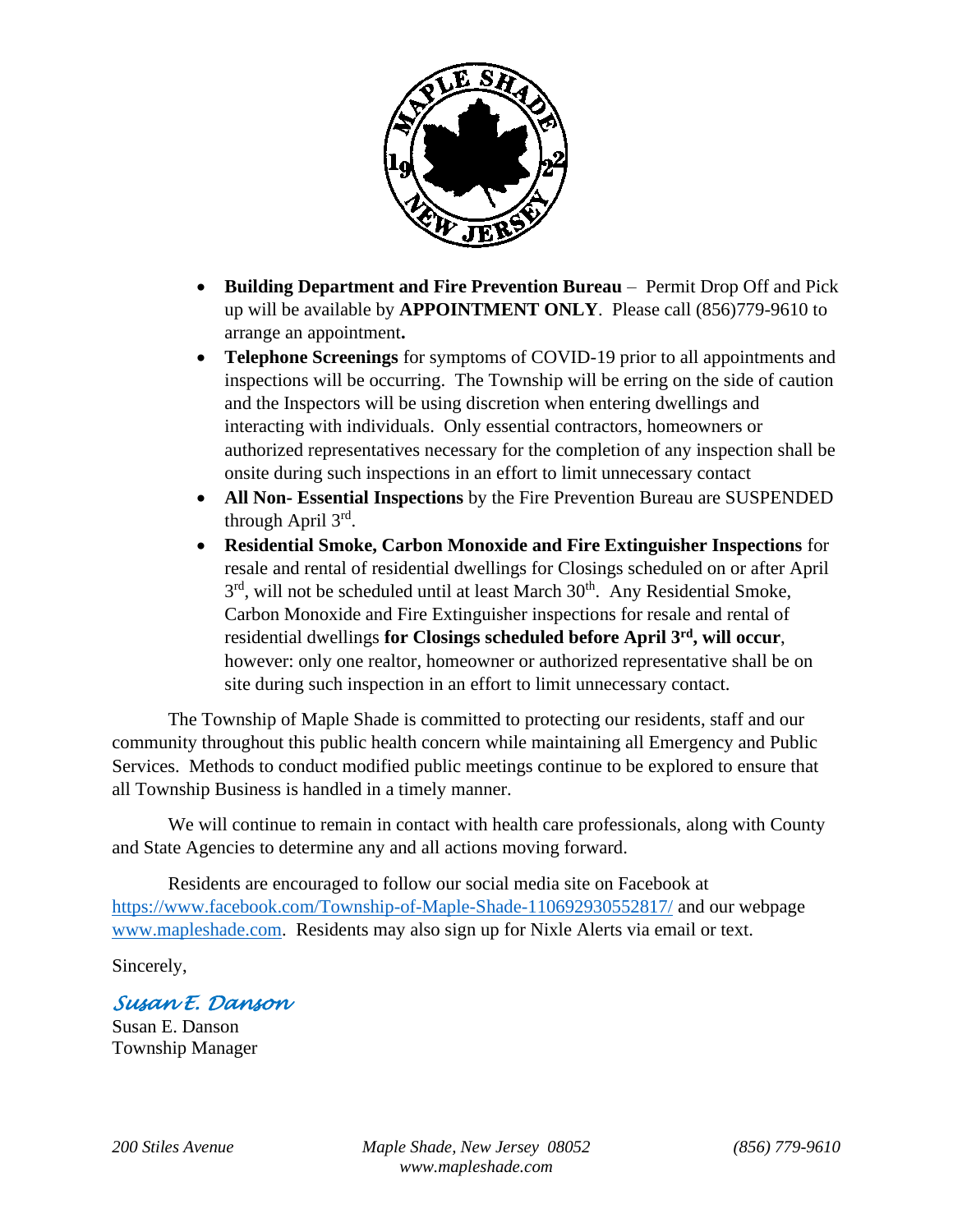- **Building Department and Fire Prevention Bureau** – Permit Drop Off and Pick up will be available by **APPOINTMENT ONLY**. Please call (856)779-9610 to arrange an appointment**.**
- **Telephone Screenings** for symptoms of COVID-19 prior to all appointments and inspections will be occurring. The Township will be erring on the side of caution and the Inspectors will be using discretion when entering dwellings and interacting with individuals. Only essential contractors, homeowners or authorized representatives necessary for the completion of any inspection shall be onsite during such inspections in an effort to limit unnecessary contact
- **All Non- Essential Inspections** by the Fire Prevention Bureau are SUSPENDED through April 3rd.
- **Residential Smoke, Carbon Monoxide and Fire Extinguisher Inspections** for resale and rental of residential dwellings for Closings scheduled on or after April 3rd, will not be scheduled until at least March 30th. Any Residential Smoke, Carbon Monoxide and Fire Extinguisher inspections for resale and rental of residential dwellings **for Closings scheduled before April 3rd, will occur**, however: only one realtor, homeowner or authorized representative shall be on site during such inspection in an effort to limit unnecessary contact.

The Township of Maple Shade is committed to protecting our residents, staff and our community throughout this public health concern while maintaining all Emergency and Public Services. Methods to conduct modified public meetings continue to be explored to ensure that all Township Business is handled in a timely manner.

We will continue to remain in contact with health care professionals, along with County and State Agencies to determine any and all actions moving forward.

Residents are encouraged to follow our social media site on Facebook at https://www.facebook.com/Township-of-Maple-Shade-110692930552817/ and our webpage www.mapleshade.com. Residents may also sign up for Nixle Alerts via email or text.

Sincerely,

*Susan E. Danson*

Susan E. Danson
Township Manager

*200 Stiles Avenue* *Maple Shade, New Jersey 08052* *(856) 779-9610*
*www.mapleshade.com*